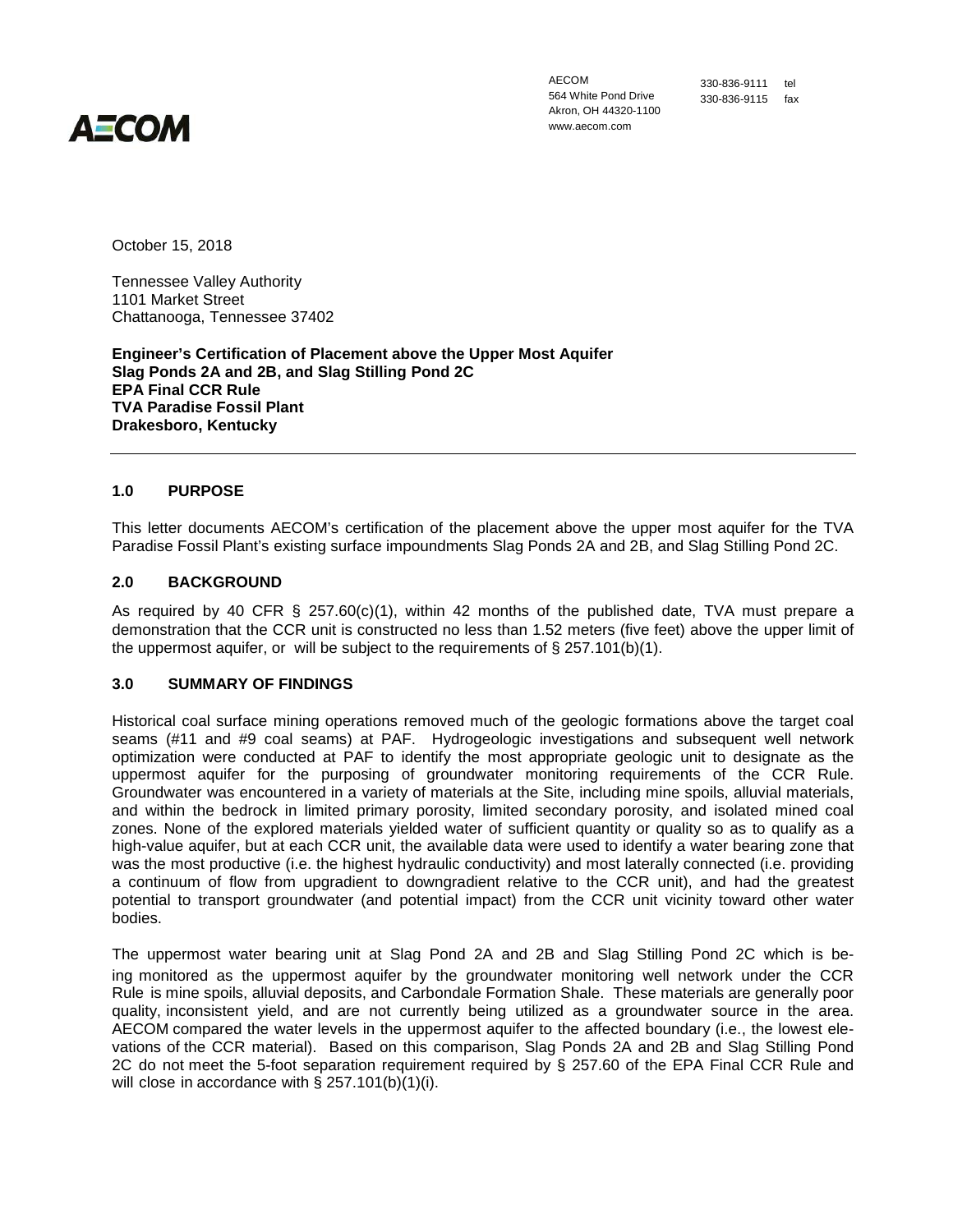**AECOM**

AECOM
564 White Pond Drive
Akron, OH 44320-1100
www.aecom.com

330-836-9111 tel
330-836-9115 fax

October 15, 2018

Tennessee Valley Authority
1101 Market Street
Chattanooga, Tennessee 37402

**Engineer's Certification of Placement above the Upper Most Aquifer**
**Slag Ponds 2A and 2B, and Slag Stilling Pond 2C**
**EPA Final CCR Rule**
**TVA Paradise Fossil Plant**
**Drakesboro, Kentucky**

---

## 1.0 PURPOSE

This letter documents AECOM's certification of the placement above the upper most aquifer for the TVA Paradise Fossil Plant's existing surface impoundments Slag Ponds 2A and 2B, and Slag Stilling Pond 2C.

## 2.0 BACKGROUND

As required by 40 CFR § 257.60(c)(1), within 42 months of the published date, TVA must prepare a demonstration that the CCR unit is constructed no less than 1.52 meters (five feet) above the upper limit of the uppermost aquifer, or will be subject to the requirements of § 257.101(b)(1).

## 3.0 SUMMARY OF FINDINGS

Historical coal surface mining operations removed much of the geologic formations above the target coal seams (#11 and #9 coal seams) at PAF. Hydrogeologic investigations and subsequent well network optimization were conducted at PAF to identify the most appropriate geologic unit to designate as the uppermost aquifer for the purposing of groundwater monitoring requirements of the CCR Rule. Groundwater was encountered in a variety of materials at the Site, including mine spoils, alluvial materials, and within the bedrock in limited primary porosity, limited secondary porosity, and isolated mined coal zones. None of the explored materials yielded water of sufficient quantity or quality so as to qualify as a high-value aquifer, but at each CCR unit, the available data were used to identify a water bearing zone that was the most productive (i.e. the highest hydraulic conductivity) and most laterally connected (i.e. providing a continuum of flow from upgradient to downgradient relative to the CCR unit), and had the greatest potential to transport groundwater (and potential impact) from the CCR unit vicinity toward other water bodies.

The uppermost water bearing unit at Slag Pond 2A and 2B and Slag Stilling Pond 2C which is being monitored as the uppermost aquifer by the groundwater monitoring well network under the CCR Rule is mine spoils, alluvial deposits, and Carbondale Formation Shale. These materials are generally poor quality, inconsistent yield, and are not currently being utilized as a groundwater source in the area. AECOM compared the water levels in the uppermost aquifer to the affected boundary (i.e., the lowest elevations of the CCR material). Based on this comparison, Slag Ponds 2A and 2B and Slag Stilling Pond 2C do not meet the 5-foot separation requirement required by § 257.60 of the EPA Final CCR Rule and will close in accordance with § 257.101(b)(1)(i).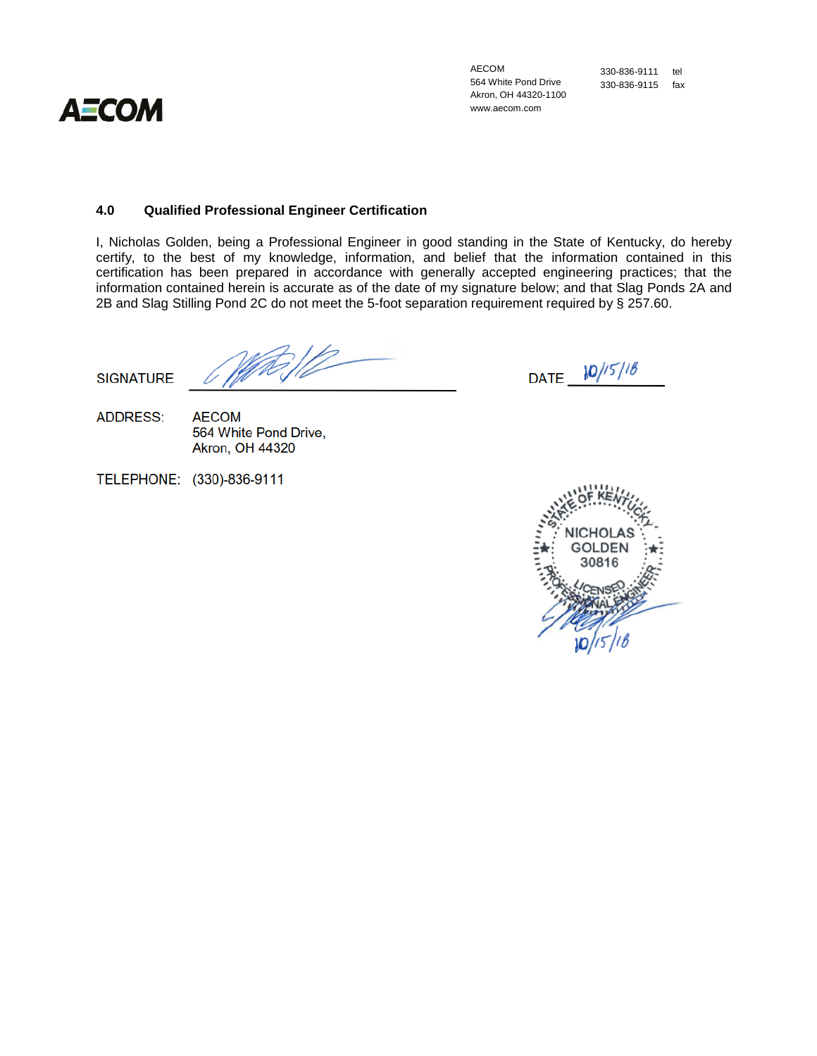AECOM
564 White Pond Drive
Akron, OH 44320-1100
www.aecom.com

330-836-9111 tel
330-836-9115 fax

### 4.0 Qualified Professional Engineer Certification

I, Nicholas Golden, being a Professional Engineer in good standing in the State of Kentucky, do hereby certify, to the best of my knowledge, information, and belief that the information contained in this certification has been prepared in accordance with generally accepted engineering practices; that the information contained herein is accurate as of the date of my signature below; and that Slag Ponds 2A and 2B and Slag Stilling Pond 2C do not meet the 5-foot separation requirement required by § 257.60.

SIGNATURE ______________________ DATE 10/15/18

ADDRESS: AECOM
564 White Pond Drive,
Akron, OH 44320

TELEPHONE: (330)-836-9111

STATE OF KENTUCKY
NICHOLAS GOLDEN
30816
LICENSED PROFESSIONAL ENGINEER
10/15/18